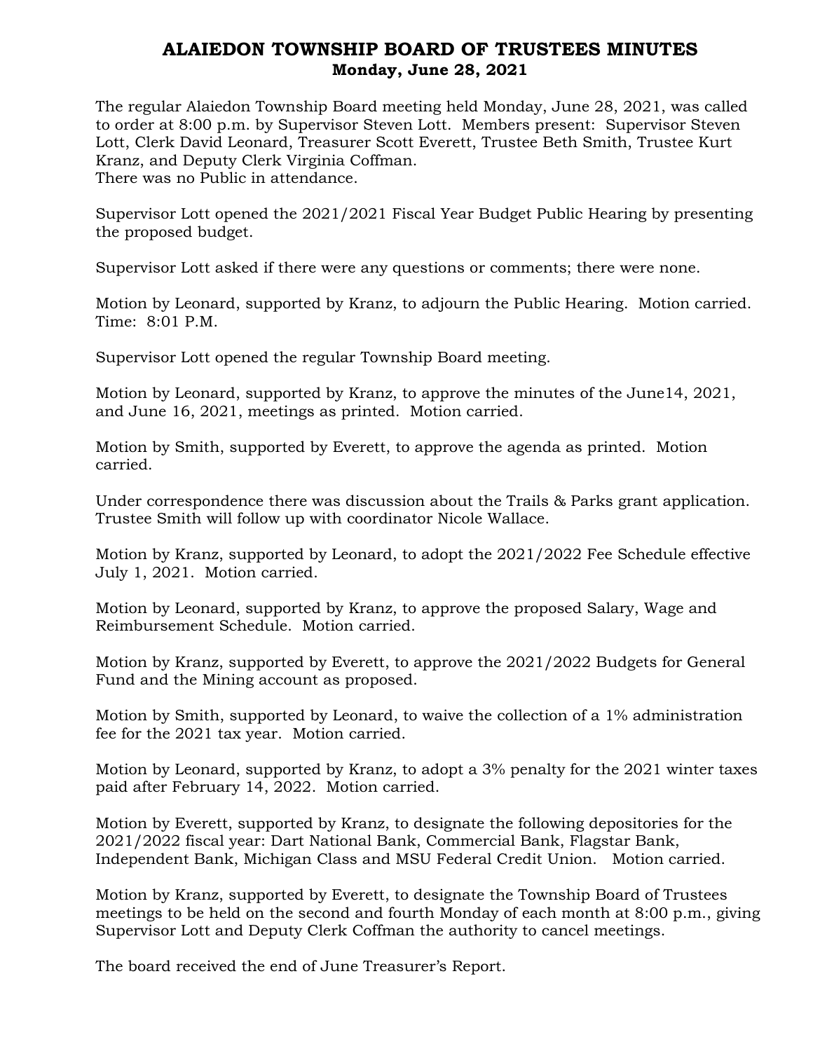# ALAIEDON TOWNSHIP BOARD OF TRUSTEES MINUTES
## Monday, June 28, 2021

The regular Alaiedon Township Board meeting held Monday, June 28, 2021, was called to order at 8:00 p.m. by Supervisor Steven Lott. Members present: Supervisor Steven Lott, Clerk David Leonard, Treasurer Scott Everett, Trustee Beth Smith, Trustee Kurt Kranz, and Deputy Clerk Virginia Coffman.
There was no Public in attendance.

Supervisor Lott opened the 2021/2021 Fiscal Year Budget Public Hearing by presenting the proposed budget.

Supervisor Lott asked if there were any questions or comments; there were none.

Motion by Leonard, supported by Kranz, to adjourn the Public Hearing. Motion carried. Time: 8:01 P.M.

Supervisor Lott opened the regular Township Board meeting.

Motion by Leonard, supported by Kranz, to approve the minutes of the June14, 2021, and June 16, 2021, meetings as printed. Motion carried.

Motion by Smith, supported by Everett, to approve the agenda as printed. Motion carried.

Under correspondence there was discussion about the Trails & Parks grant application. Trustee Smith will follow up with coordinator Nicole Wallace.

Motion by Kranz, supported by Leonard, to adopt the 2021/2022 Fee Schedule effective July 1, 2021. Motion carried.

Motion by Leonard, supported by Kranz, to approve the proposed Salary, Wage and Reimbursement Schedule. Motion carried.

Motion by Kranz, supported by Everett, to approve the 2021/2022 Budgets for General Fund and the Mining account as proposed.

Motion by Smith, supported by Leonard, to waive the collection of a 1% administration fee for the 2021 tax year. Motion carried.

Motion by Leonard, supported by Kranz, to adopt a 3% penalty for the 2021 winter taxes paid after February 14, 2022. Motion carried.

Motion by Everett, supported by Kranz, to designate the following depositories for the 2021/2022 fiscal year: Dart National Bank, Commercial Bank, Flagstar Bank, Independent Bank, Michigan Class and MSU Federal Credit Union. Motion carried.

Motion by Kranz, supported by Everett, to designate the Township Board of Trustees meetings to be held on the second and fourth Monday of each month at 8:00 p.m., giving Supervisor Lott and Deputy Clerk Coffman the authority to cancel meetings.

The board received the end of June Treasurer's Report.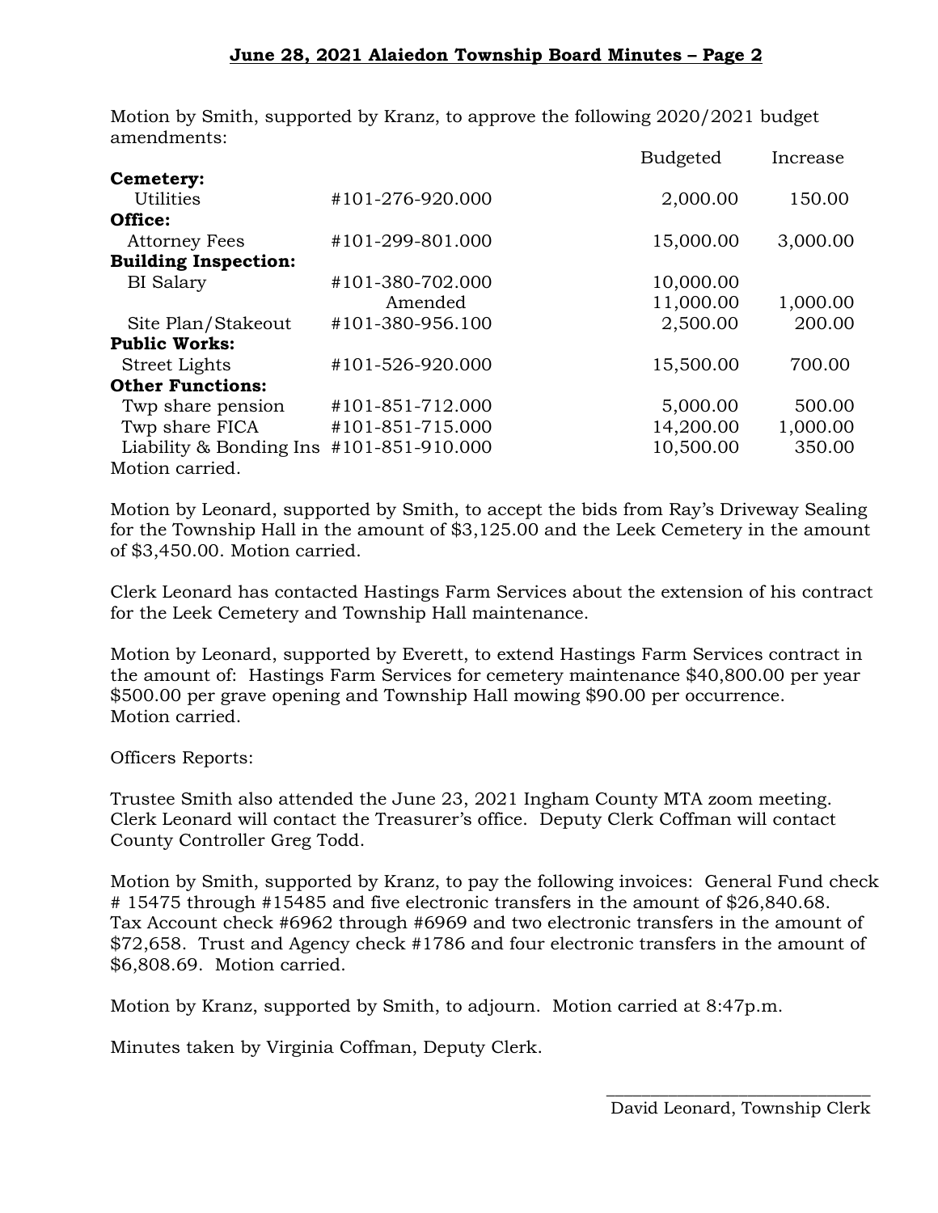Motion by Smith, supported by Kranz, to approve the following 2020/2021 budget amendments:

| | | Budgeted | Increase |
|---|---|---|---|
| **Cemetery:** | | | |
| Utilities | #101-276-920.000 | 2,000.00 | 150.00 |
| **Office:** | | | |
| Attorney Fees | #101-299-801.000 | 15,000.00 | 3,000.00 |
| **Building Inspection:** | | | |
| BI Salary | #101-380-702.000 | 10,000.00 | |
| | Amended | 11,000.00 | 1,000.00 |
| Site Plan/Stakeout | #101-380-956.100 | 2,500.00 | 200.00 |
| **Public Works:** | | | |
| Street Lights | #101-526-920.000 | 15,500.00 | 700.00 |
| **Other Functions:** | | | |
| Twp share pension | #101-851-712.000 | 5,000.00 | 500.00 |
| Twp share FICA | #101-851-715.000 | 14,200.00 | 1,000.00 |
| Liability & Bonding Ins | #101-851-910.000 | 10,500.00 | 350.00 |

Motion carried.

Motion by Leonard, supported by Smith, to accept the bids from Ray's Driveway Sealing for the Township Hall in the amount of $3,125.00 and the Leek Cemetery in the amount of $3,450.00. Motion carried.

Clerk Leonard has contacted Hastings Farm Services about the extension of his contract for the Leek Cemetery and Township Hall maintenance.

Motion by Leonard, supported by Everett, to extend Hastings Farm Services contract in the amount of: Hastings Farm Services for cemetery maintenance $40,800.00 per year $500.00 per grave opening and Township Hall mowing $90.00 per occurrence. Motion carried.

Officers Reports:

Trustee Smith also attended the June 23, 2021 Ingham County MTA zoom meeting. Clerk Leonard will contact the Treasurer's office. Deputy Clerk Coffman will contact County Controller Greg Todd.

Motion by Smith, supported by Kranz, to pay the following invoices: General Fund check # 15475 through #15485 and five electronic transfers in the amount of $26,840.68. Tax Account check #6962 through #6969 and two electronic transfers in the amount of $72,658. Trust and Agency check #1786 and four electronic transfers in the amount of $6,808.69. Motion carried.

Motion by Kranz, supported by Smith, to adjourn. Motion carried at 8:47p.m.

Minutes taken by Virginia Coffman, Deputy Clerk.

\_\_\_\_\_\_\_\_\_\_\_\_\_\_\_\_\_\_\_\_\_\_\_\_\_\_\_\_\_\_

David Leonard, Township Clerk